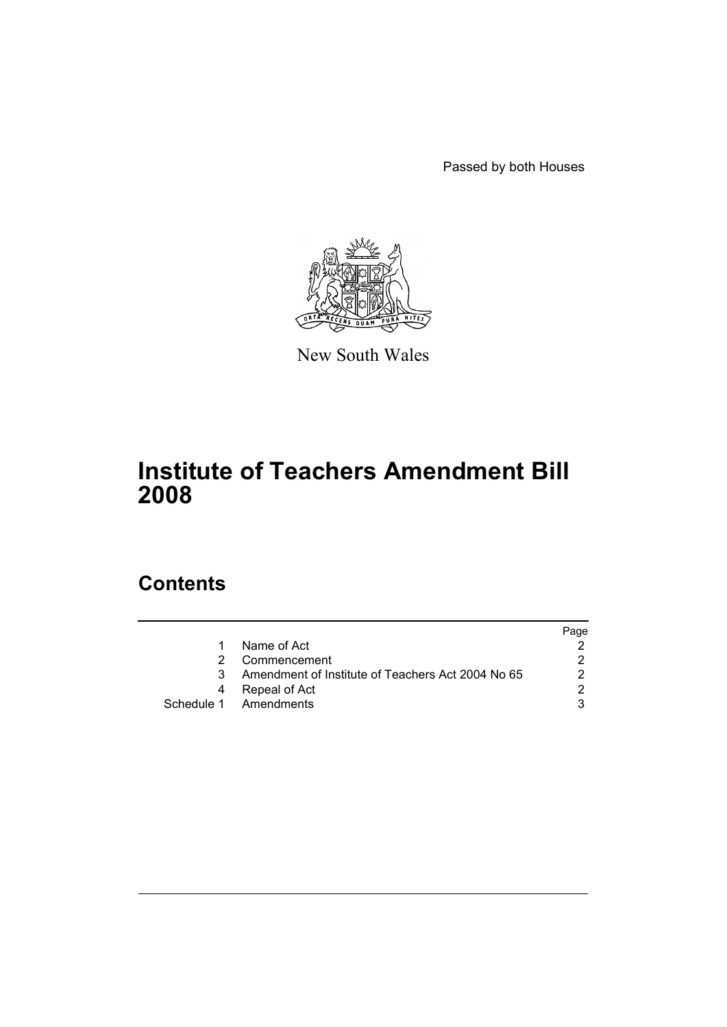Passed by both Houses

New South Wales

# Institute of Teachers Amendment Bill 2008

## Contents

| | | Page |
|---|---|---|
| 1 | Name of Act | 2 |
| 2 | Commencement | 2 |
| 3 | Amendment of Institute of Teachers Act 2004 No 65 | 2 |
| 4 | Repeal of Act | 2 |
| Schedule 1 | Amendments | 3 |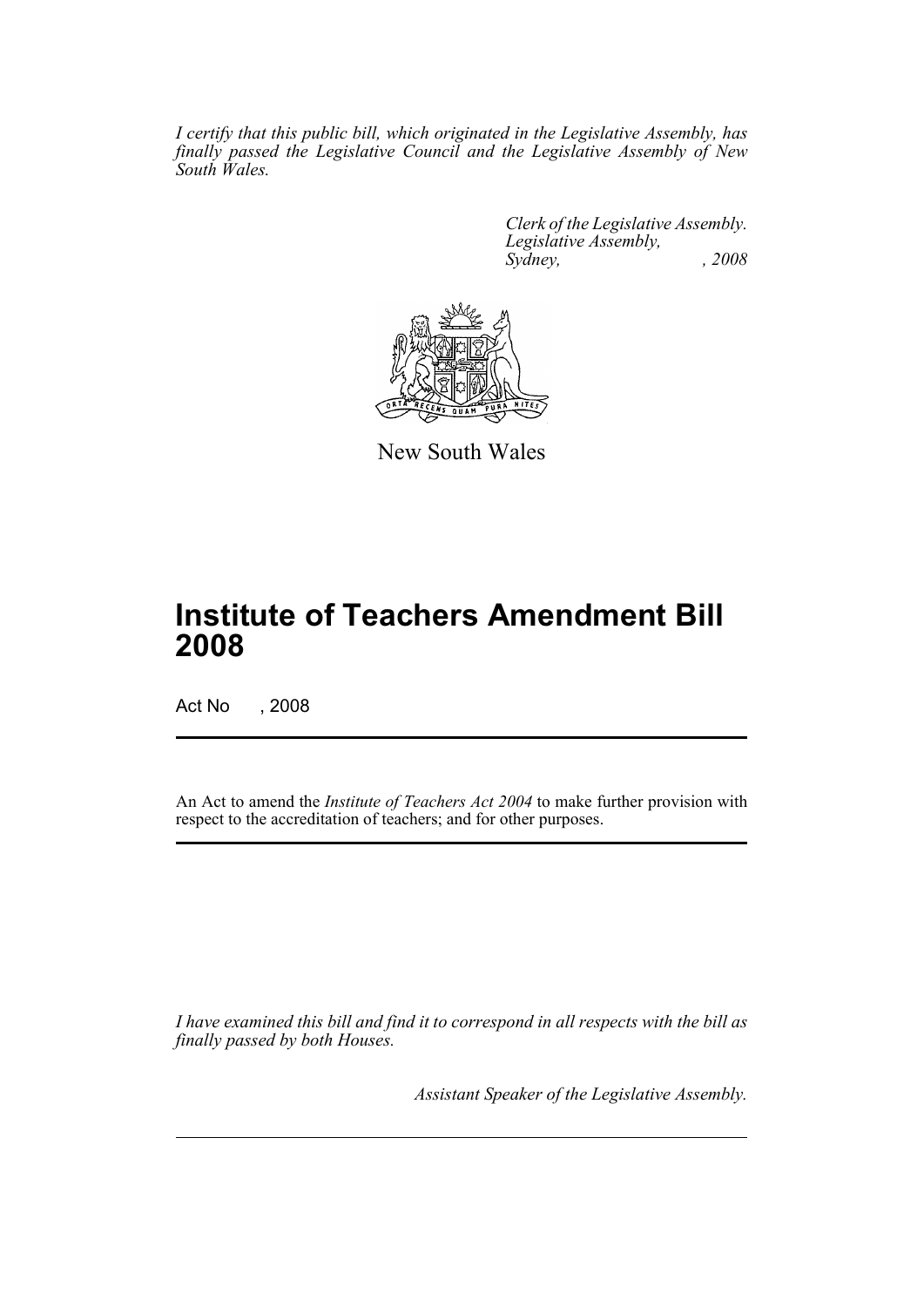*I certify that this public bill, which originated in the Legislative Assembly, has finally passed the Legislative Council and the Legislative Assembly of New South Wales.*

*Clerk of the Legislative Assembly.*
*Legislative Assembly,*
*Sydney, , 2008*

New South Wales

# Institute of Teachers Amendment Bill 2008

Act No , 2008

An Act to amend the *Institute of Teachers Act 2004* to make further provision with respect to the accreditation of teachers; and for other purposes.

*I have examined this bill and find it to correspond in all respects with the bill as finally passed by both Houses.*

*Assistant Speaker of the Legislative Assembly.*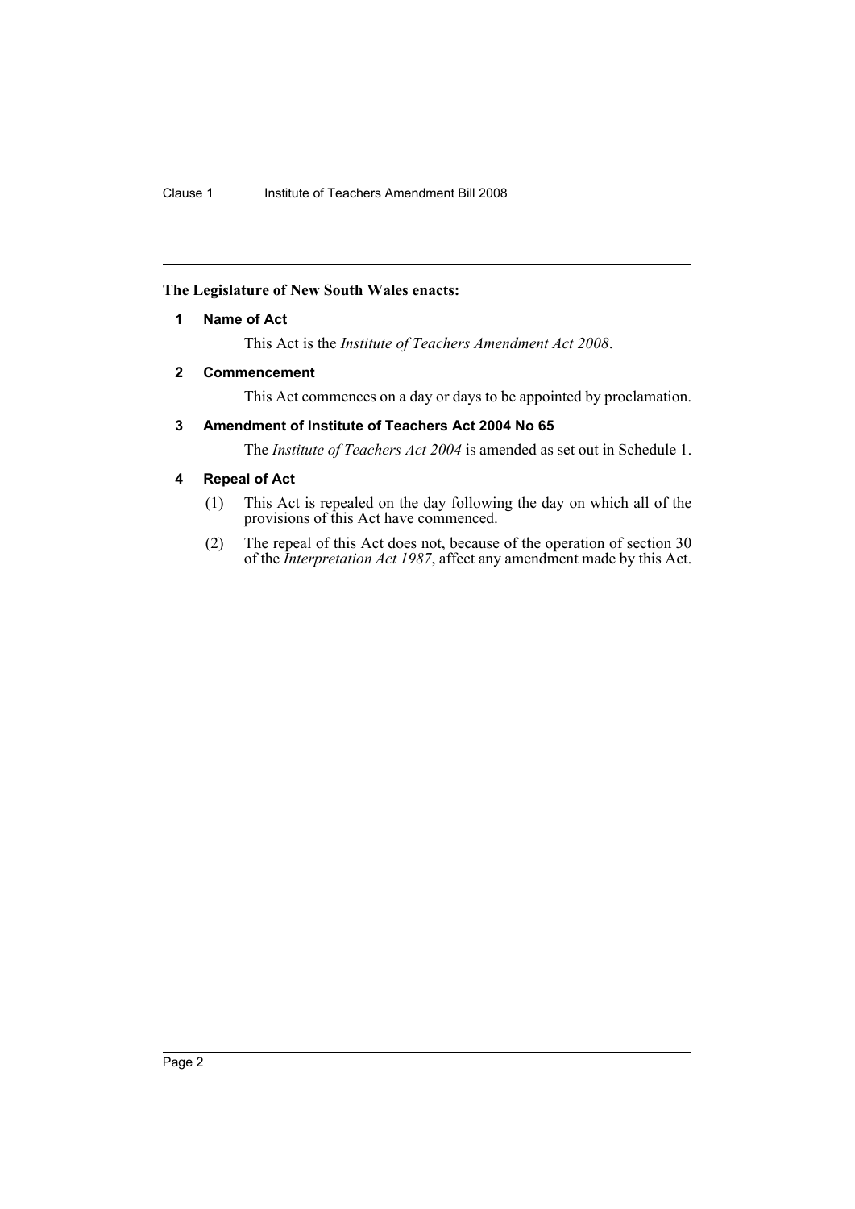**The Legislature of New South Wales enacts:**

### 1 Name of Act

This Act is the *Institute of Teachers Amendment Act 2008*.

### 2 Commencement

This Act commences on a day or days to be appointed by proclamation.

### 3 Amendment of Institute of Teachers Act 2004 No 65

The *Institute of Teachers Act 2004* is amended as set out in Schedule 1.

### 4 Repeal of Act

(1) This Act is repealed on the day following the day on which all of the provisions of this Act have commenced.

(2) The repeal of this Act does not, because of the operation of section 30 of the *Interpretation Act 1987*, affect any amendment made by this Act.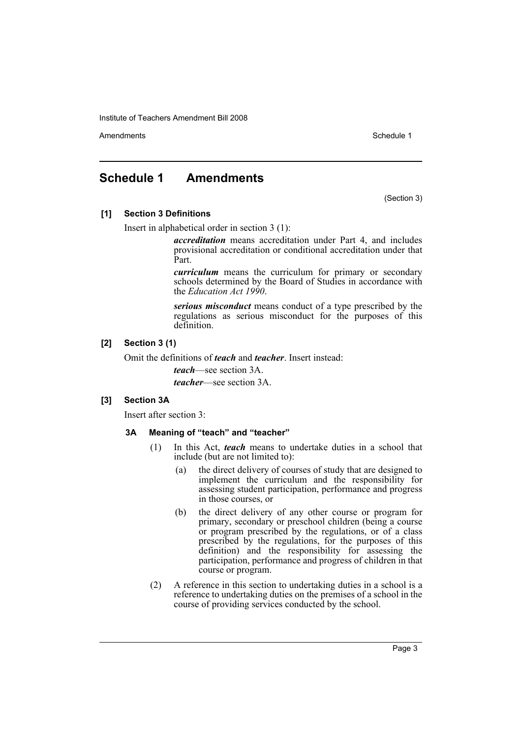# Schedule 1 Amendments

(Section 3)

**[1] Section 3 Definitions**

Insert in alphabetical order in section 3 (1):

> ***accreditation*** means accreditation under Part 4, and includes provisional accreditation or conditional accreditation under that Part.
>
> ***curriculum*** means the curriculum for primary or secondary schools determined by the Board of Studies in accordance with the *Education Act 1990*.
>
> ***serious misconduct*** means conduct of a type prescribed by the regulations as serious misconduct for the purposes of this definition.

**[2] Section 3 (1)**

Omit the definitions of ***teach*** and ***teacher***. Insert instead:

> ***teach***—see section 3A.
>
> ***teacher***—see section 3A.

**[3] Section 3A**

Insert after section 3:

**3A Meaning of "teach" and "teacher"**

(1) In this Act, ***teach*** means to undertake duties in a school that include (but are not limited to):

- (a) the direct delivery of courses of study that are designed to implement the curriculum and the responsibility for assessing student participation, performance and progress in those courses, or
- (b) the direct delivery of any other course or program for primary, secondary or preschool children (being a course or program prescribed by the regulations, or of a class prescribed by the regulations, for the purposes of this definition) and the responsibility for assessing the participation, performance and progress of children in that course or program.

(2) A reference in this section to undertaking duties in a school is a reference to undertaking duties on the premises of a school in the course of providing services conducted by the school.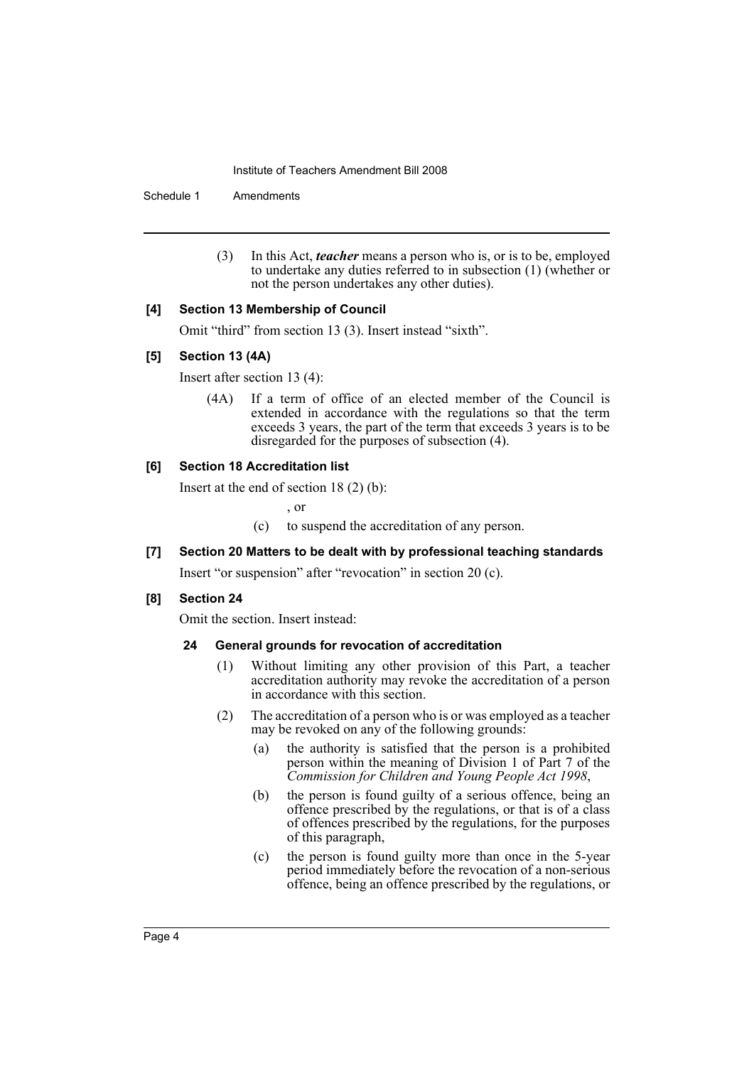(3) In this Act, ***teacher*** means a person who is, or is to be, employed to undertake any duties referred to in subsection (1) (whether or not the person undertakes any other duties).

**[4] Section 13 Membership of Council**

Omit "third" from section 13 (3). Insert instead "sixth".

**[5] Section 13 (4A)**

Insert after section 13 (4):

(4A) If a term of office of an elected member of the Council is extended in accordance with the regulations so that the term exceeds 3 years, the part of the term that exceeds 3 years is to be disregarded for the purposes of subsection (4).

**[6] Section 18 Accreditation list**

Insert at the end of section 18 (2) (b):

, or

(c) to suspend the accreditation of any person.

**[7] Section 20 Matters to be dealt with by professional teaching standards**

Insert "or suspension" after "revocation" in section 20 (c).

**[8] Section 24**

Omit the section. Insert instead:

**24 General grounds for revocation of accreditation**

(1) Without limiting any other provision of this Part, a teacher accreditation authority may revoke the accreditation of a person in accordance with this section.

(2) The accreditation of a person who is or was employed as a teacher may be revoked on any of the following grounds:

(a) the authority is satisfied that the person is a prohibited person within the meaning of Division 1 of Part 7 of the *Commission for Children and Young People Act 1998*,

(b) the person is found guilty of a serious offence, being an offence prescribed by the regulations, or that is of a class of offences prescribed by the regulations, for the purposes of this paragraph,

(c) the person is found guilty more than once in the 5-year period immediately before the revocation of a non-serious offence, being an offence prescribed by the regulations, or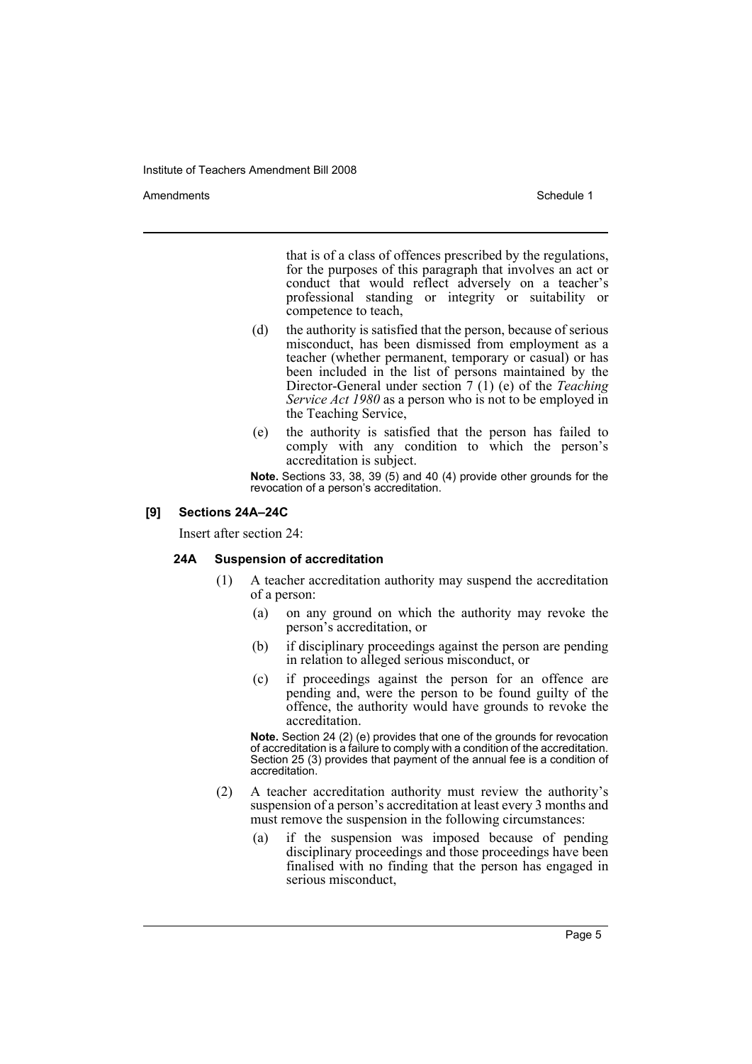that is of a class of offences prescribed by the regulations, for the purposes of this paragraph that involves an act or conduct that would reflect adversely on a teacher's professional standing or integrity or suitability or competence to teach,

(d) the authority is satisfied that the person, because of serious misconduct, has been dismissed from employment as a teacher (whether permanent, temporary or casual) or has been included in the list of persons maintained by the Director-General under section 7 (1) (e) of the *Teaching Service Act 1980* as a person who is not to be employed in the Teaching Service,

(e) the authority is satisfied that the person has failed to comply with any condition to which the person's accreditation is subject.

**Note.** Sections 33, 38, 39 (5) and 40 (4) provide other grounds for the revocation of a person's accreditation.

### [9] Sections 24A–24C

Insert after section 24:

#### 24A Suspension of accreditation

(1) A teacher accreditation authority may suspend the accreditation of a person:

(a) on any ground on which the authority may revoke the person's accreditation, or

(b) if disciplinary proceedings against the person are pending in relation to alleged serious misconduct, or

(c) if proceedings against the person for an offence are pending and, were the person to be found guilty of the offence, the authority would have grounds to revoke the accreditation.

**Note.** Section 24 (2) (e) provides that one of the grounds for revocation of accreditation is a failure to comply with a condition of the accreditation. Section 25 (3) provides that payment of the annual fee is a condition of accreditation.

(2) A teacher accreditation authority must review the authority's suspension of a person's accreditation at least every 3 months and must remove the suspension in the following circumstances:

(a) if the suspension was imposed because of pending disciplinary proceedings and those proceedings have been finalised with no finding that the person has engaged in serious misconduct,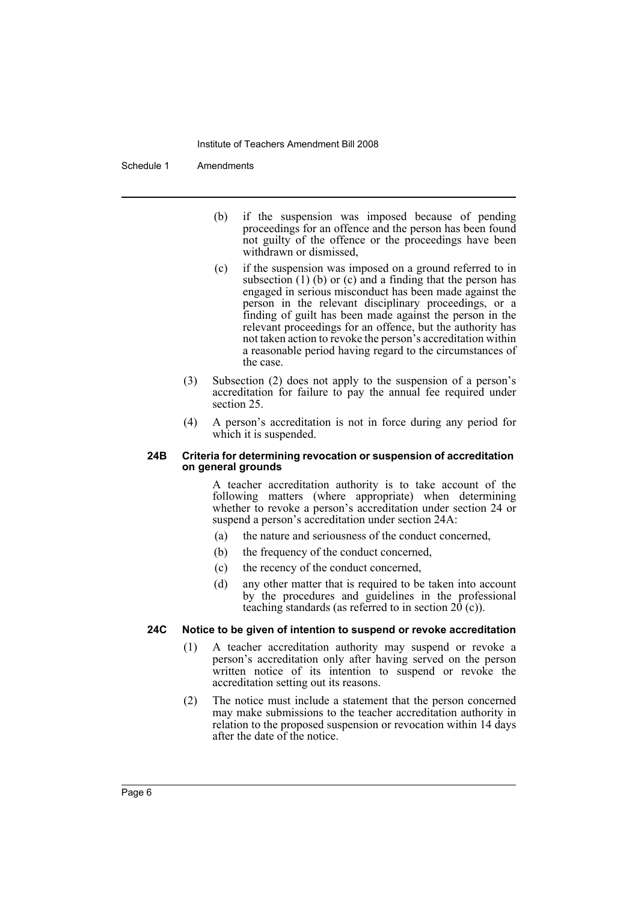(b) if the suspension was imposed because of pending proceedings for an offence and the person has been found not guilty of the offence or the proceedings have been withdrawn or dismissed,

(c) if the suspension was imposed on a ground referred to in subsection (1) (b) or (c) and a finding that the person has engaged in serious misconduct has been made against the person in the relevant disciplinary proceedings, or a finding of guilt has been made against the person in the relevant proceedings for an offence, but the authority has not taken action to revoke the person's accreditation within a reasonable period having regard to the circumstances of the case.

(3) Subsection (2) does not apply to the suspension of a person's accreditation for failure to pay the annual fee required under section 25.

(4) A person's accreditation is not in force during any period for which it is suspended.

#### 24B Criteria for determining revocation or suspension of accreditation on general grounds

A teacher accreditation authority is to take account of the following matters (where appropriate) when determining whether to revoke a person's accreditation under section 24 or suspend a person's accreditation under section 24A:

(a) the nature and seriousness of the conduct concerned,

(b) the frequency of the conduct concerned,

(c) the recency of the conduct concerned,

(d) any other matter that is required to be taken into account by the procedures and guidelines in the professional teaching standards (as referred to in section 20 (c)).

#### 24C Notice to be given of intention to suspend or revoke accreditation

(1) A teacher accreditation authority may suspend or revoke a person's accreditation only after having served on the person written notice of its intention to suspend or revoke the accreditation setting out its reasons.

(2) The notice must include a statement that the person concerned may make submissions to the teacher accreditation authority in relation to the proposed suspension or revocation within 14 days after the date of the notice.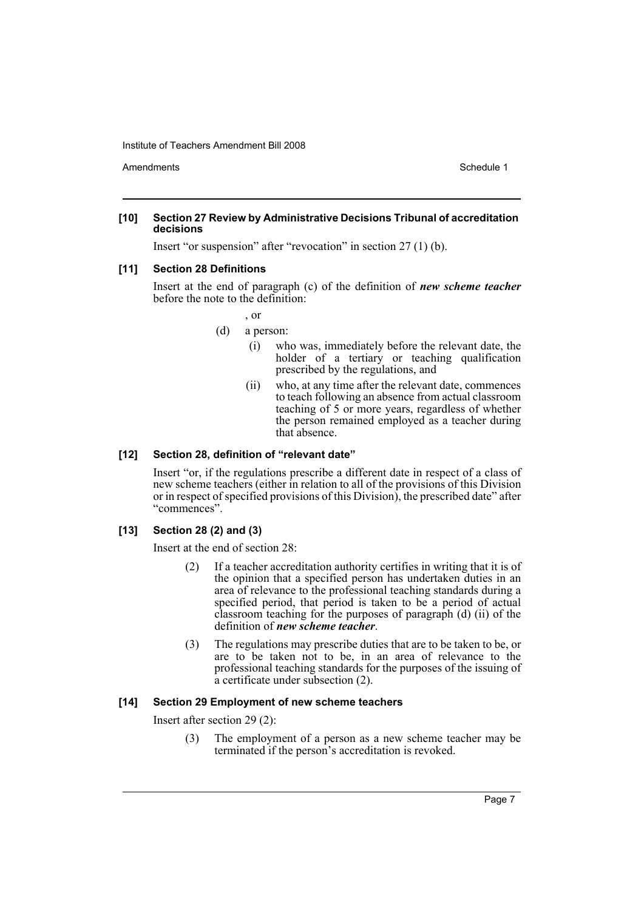#### [10] Section 27 Review by Administrative Decisions Tribunal of accreditation decisions

Insert "or suspension" after "revocation" in section 27 (1) (b).

#### [11] Section 28 Definitions

Insert at the end of paragraph (c) of the definition of ***new scheme teacher*** before the note to the definition:

, or

(d) a person:

(i) who was, immediately before the relevant date, the holder of a tertiary or teaching qualification prescribed by the regulations, and

(ii) who, at any time after the relevant date, commences to teach following an absence from actual classroom teaching of 5 or more years, regardless of whether the person remained employed as a teacher during that absence.

#### [12] Section 28, definition of "relevant date"

Insert "or, if the regulations prescribe a different date in respect of a class of new scheme teachers (either in relation to all of the provisions of this Division or in respect of specified provisions of this Division), the prescribed date" after "commences".

#### [13] Section 28 (2) and (3)

Insert at the end of section 28:

(2) If a teacher accreditation authority certifies in writing that it is of the opinion that a specified person has undertaken duties in an area of relevance to the professional teaching standards during a specified period, that period is taken to be a period of actual classroom teaching for the purposes of paragraph (d) (ii) of the definition of ***new scheme teacher***.

(3) The regulations may prescribe duties that are to be taken to be, or are to be taken not to be, in an area of relevance to the professional teaching standards for the purposes of the issuing of a certificate under subsection (2).

#### [14] Section 29 Employment of new scheme teachers

Insert after section 29 (2):

(3) The employment of a person as a new scheme teacher may be terminated if the person's accreditation is revoked.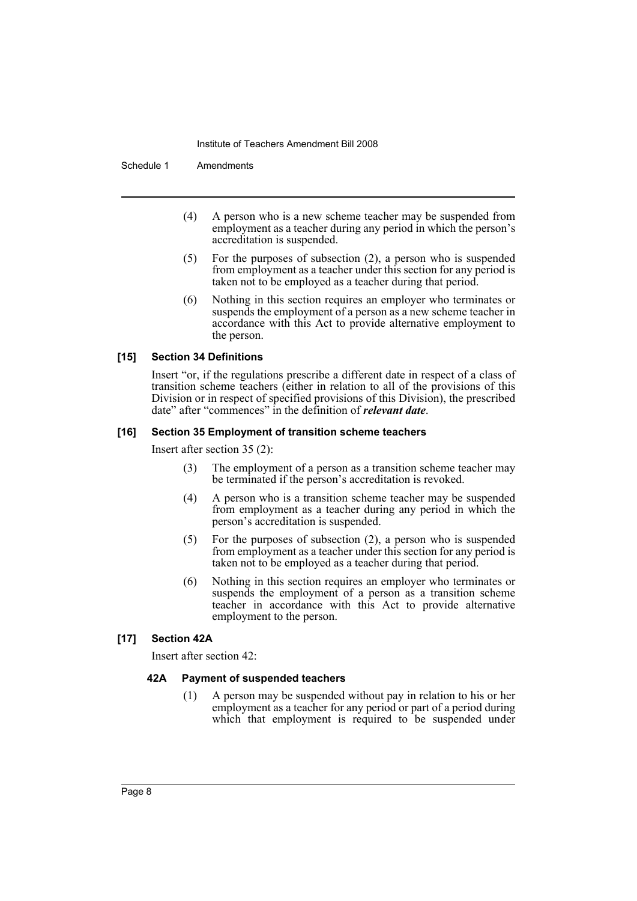(4) A person who is a new scheme teacher may be suspended from employment as a teacher during any period in which the person's accreditation is suspended.

(5) For the purposes of subsection (2), a person who is suspended from employment as a teacher under this section for any period is taken not to be employed as a teacher during that period.

(6) Nothing in this section requires an employer who terminates or suspends the employment of a person as a new scheme teacher in accordance with this Act to provide alternative employment to the person.

#### [15] Section 34 Definitions

Insert "or, if the regulations prescribe a different date in respect of a class of transition scheme teachers (either in relation to all of the provisions of this Division or in respect of specified provisions of this Division), the prescribed date" after "commences" in the definition of ***relevant date***.

#### [16] Section 35 Employment of transition scheme teachers

Insert after section 35 (2):

(3) The employment of a person as a transition scheme teacher may be terminated if the person's accreditation is revoked.

(4) A person who is a transition scheme teacher may be suspended from employment as a teacher during any period in which the person's accreditation is suspended.

(5) For the purposes of subsection (2), a person who is suspended from employment as a teacher under this section for any period is taken not to be employed as a teacher during that period.

(6) Nothing in this section requires an employer who terminates or suspends the employment of a person as a transition scheme teacher in accordance with this Act to provide alternative employment to the person.

#### [17] Section 42A

Insert after section 42:

##### 42A Payment of suspended teachers

(1) A person may be suspended without pay in relation to his or her employment as a teacher for any period or part of a period during which that employment is required to be suspended under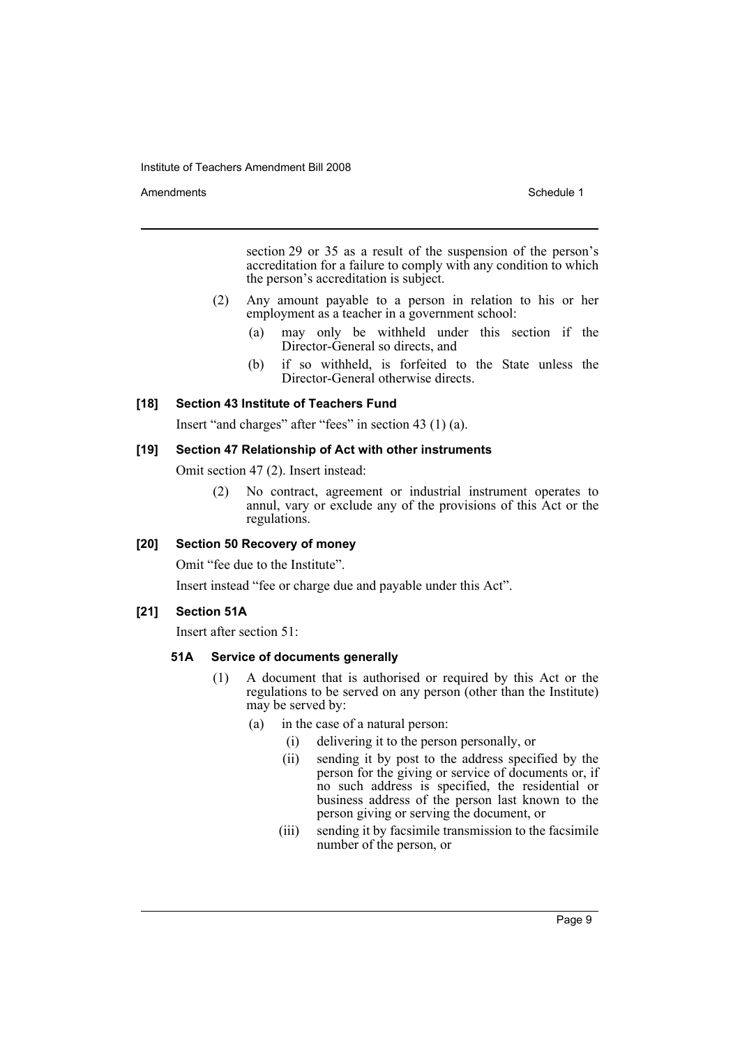section 29 or 35 as a result of the suspension of the person's accreditation for a failure to comply with any condition to which the person's accreditation is subject.

(2) Any amount payable to a person in relation to his or her employment as a teacher in a government school:

(a) may only be withheld under this section if the Director-General so directs, and

(b) if so withheld, is forfeited to the State unless the Director-General otherwise directs.

### [18] Section 43 Institute of Teachers Fund

Insert "and charges" after "fees" in section 43 (1) (a).

### [19] Section 47 Relationship of Act with other instruments

Omit section 47 (2). Insert instead:

(2) No contract, agreement or industrial instrument operates to annul, vary or exclude any of the provisions of this Act or the regulations.

### [20] Section 50 Recovery of money

Omit "fee due to the Institute".

Insert instead "fee or charge due and payable under this Act".

### [21] Section 51A

Insert after section 51:

#### 51A Service of documents generally

(1) A document that is authorised or required by this Act or the regulations to be served on any person (other than the Institute) may be served by:

(a) in the case of a natural person:

(i) delivering it to the person personally, or

(ii) sending it by post to the address specified by the person for the giving or service of documents or, if no such address is specified, the residential or business address of the person last known to the person giving or serving the document, or

(iii) sending it by facsimile transmission to the facsimile number of the person, or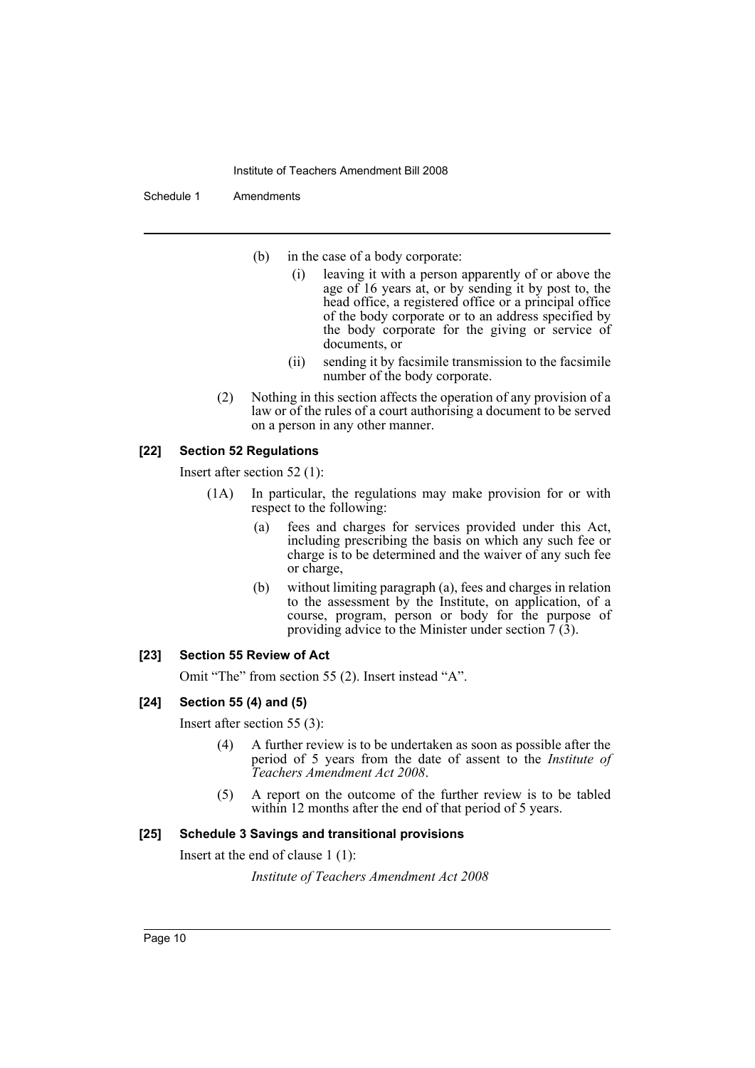(b) in the case of a body corporate:

(i) leaving it with a person apparently of or above the age of 16 years at, or by sending it by post to, the head office, a registered office or a principal office of the body corporate or to an address specified by the body corporate for the giving or service of documents, or

(ii) sending it by facsimile transmission to the facsimile number of the body corporate.

(2) Nothing in this section affects the operation of any provision of a law or of the rules of a court authorising a document to be served on a person in any other manner.

**[22] Section 52 Regulations**

Insert after section 52 (1):

(1A) In particular, the regulations may make provision for or with respect to the following:

(a) fees and charges for services provided under this Act, including prescribing the basis on which any such fee or charge is to be determined and the waiver of any such fee or charge,

(b) without limiting paragraph (a), fees and charges in relation to the assessment by the Institute, on application, of a course, program, person or body for the purpose of providing advice to the Minister under section 7 (3).

**[23] Section 55 Review of Act**

Omit "The" from section 55 (2). Insert instead "A".

**[24] Section 55 (4) and (5)**

Insert after section 55 (3):

(4) A further review is to be undertaken as soon as possible after the period of 5 years from the date of assent to the *Institute of Teachers Amendment Act 2008*.

(5) A report on the outcome of the further review is to be tabled within 12 months after the end of that period of 5 years.

**[25] Schedule 3 Savings and transitional provisions**

Insert at the end of clause 1 (1):

*Institute of Teachers Amendment Act 2008*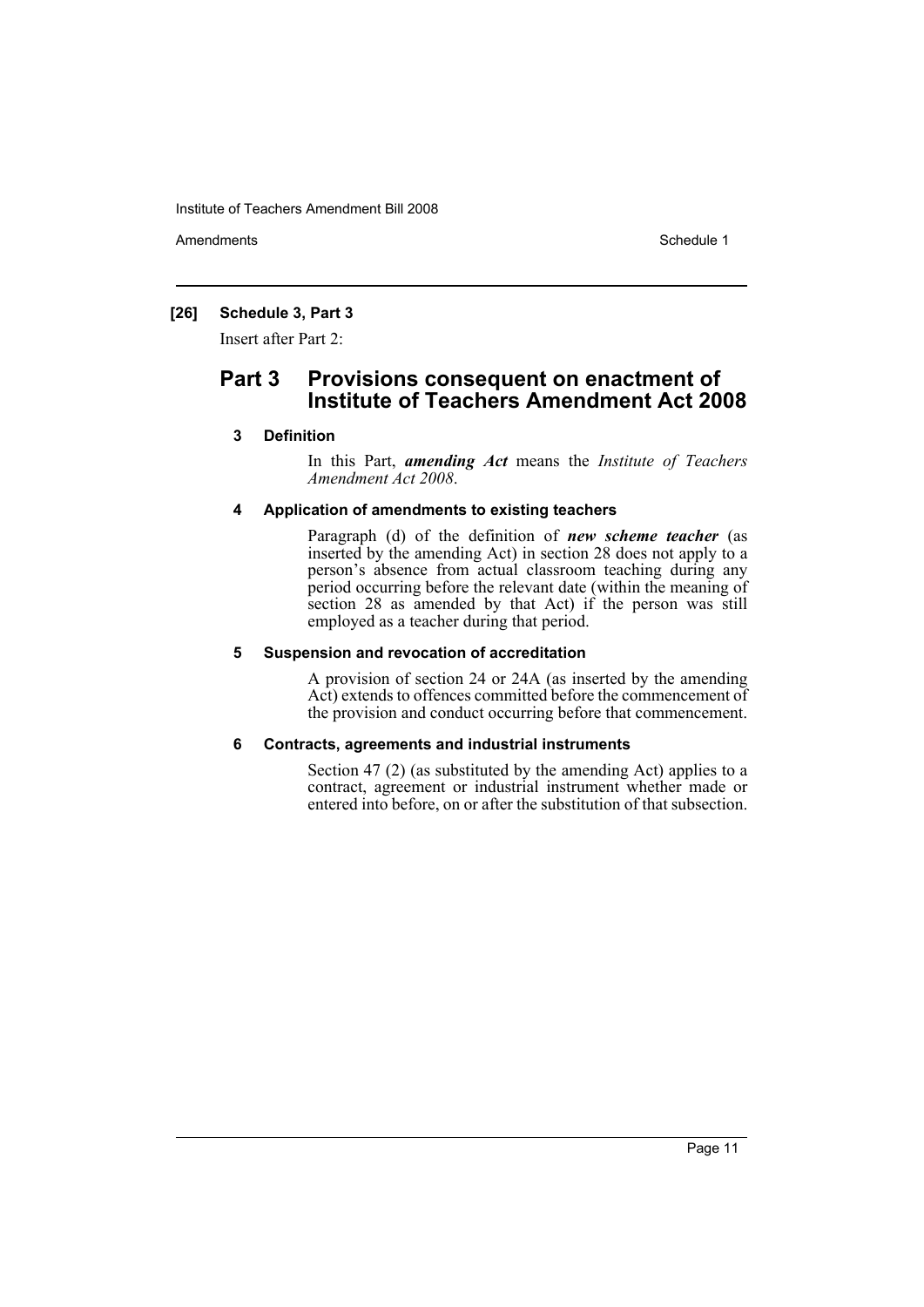**[26] Schedule 3, Part 3**

Insert after Part 2:

## Part 3 Provisions consequent on enactment of Institute of Teachers Amendment Act 2008

### 3 Definition

In this Part, ***amending Act*** means the *Institute of Teachers Amendment Act 2008*.

### 4 Application of amendments to existing teachers

Paragraph (d) of the definition of ***new scheme teacher*** (as inserted by the amending Act) in section 28 does not apply to a person's absence from actual classroom teaching during any period occurring before the relevant date (within the meaning of section 28 as amended by that Act) if the person was still employed as a teacher during that period.

### 5 Suspension and revocation of accreditation

A provision of section 24 or 24A (as inserted by the amending Act) extends to offences committed before the commencement of the provision and conduct occurring before that commencement.

### 6 Contracts, agreements and industrial instruments

Section 47 (2) (as substituted by the amending Act) applies to a contract, agreement or industrial instrument whether made or entered into before, on or after the substitution of that subsection.